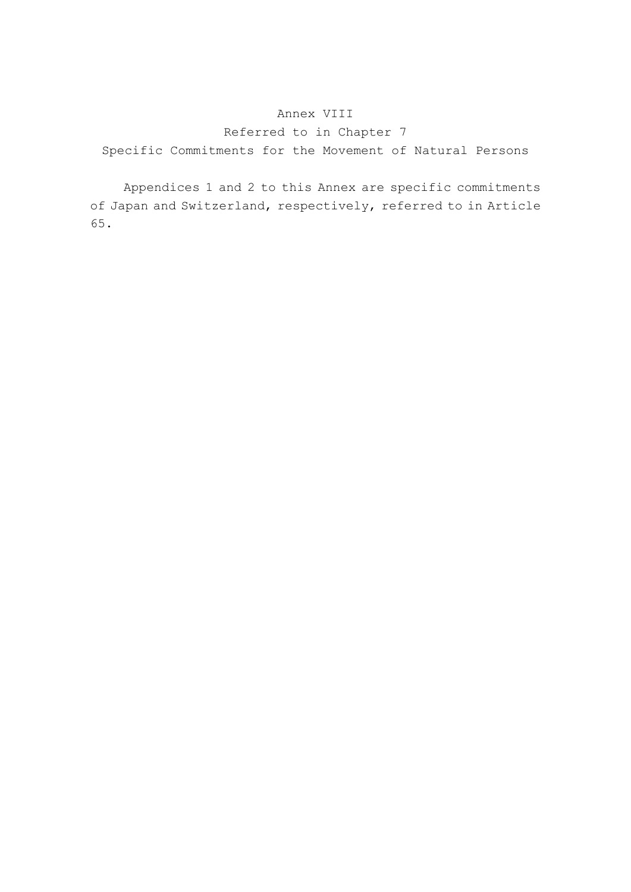# Annex VIII

## Referred to in Chapter 7

## Specific Commitments for the Movement of Natural Persons

Appendices 1 and 2 to this Annex are specific commitments of Japan and Switzerland, respectively, referred to in Article 65.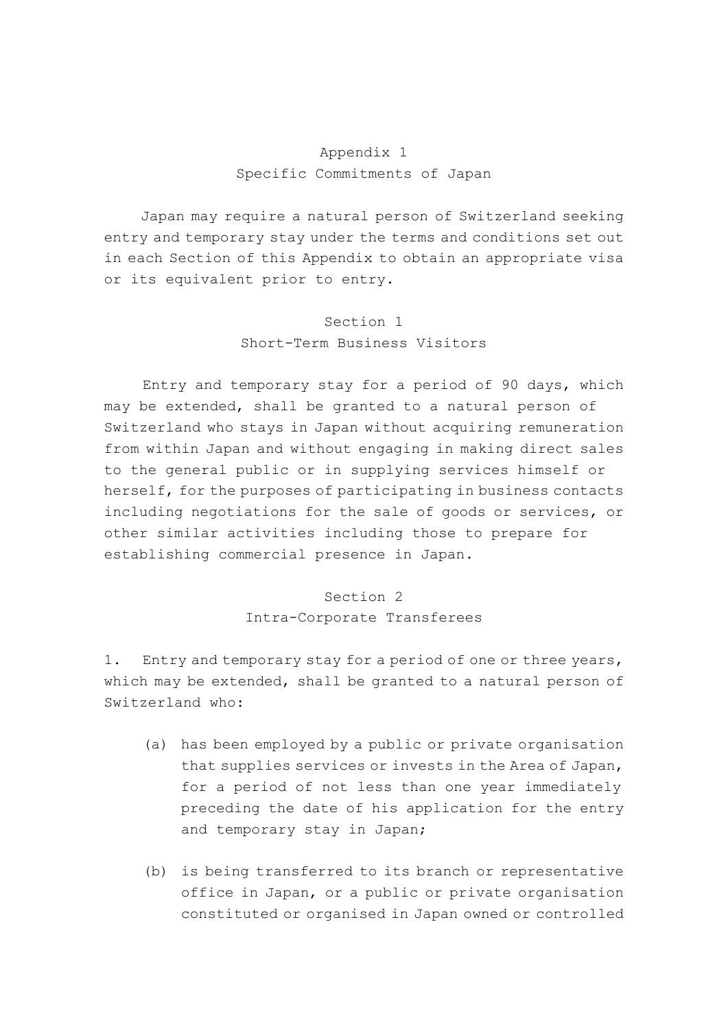## Appendix 1
## Specific Commitments of Japan

Japan may require a natural person of Switzerland seeking entry and temporary stay under the terms and conditions set out in each Section of this Appendix to obtain an appropriate visa or its equivalent prior to entry.

### Section 1
### Short-Term Business Visitors

Entry and temporary stay for a period of 90 days, which may be extended, shall be granted to a natural person of Switzerland who stays in Japan without acquiring remuneration from within Japan and without engaging in making direct sales to the general public or in supplying services himself or herself, for the purposes of participating in business contacts including negotiations for the sale of goods or services, or other similar activities including those to prepare for establishing commercial presence in Japan.

### Section 2
### Intra-Corporate Transferees

1. Entry and temporary stay for a period of one or three years, which may be extended, shall be granted to a natural person of Switzerland who:

   (a) has been employed by a public or private organisation that supplies services or invests in the Area of Japan, for a period of not less than one year immediately preceding the date of his application for the entry and temporary stay in Japan;

   (b) is being transferred to its branch or representative office in Japan, or a public or private organisation constituted or organised in Japan owned or controlled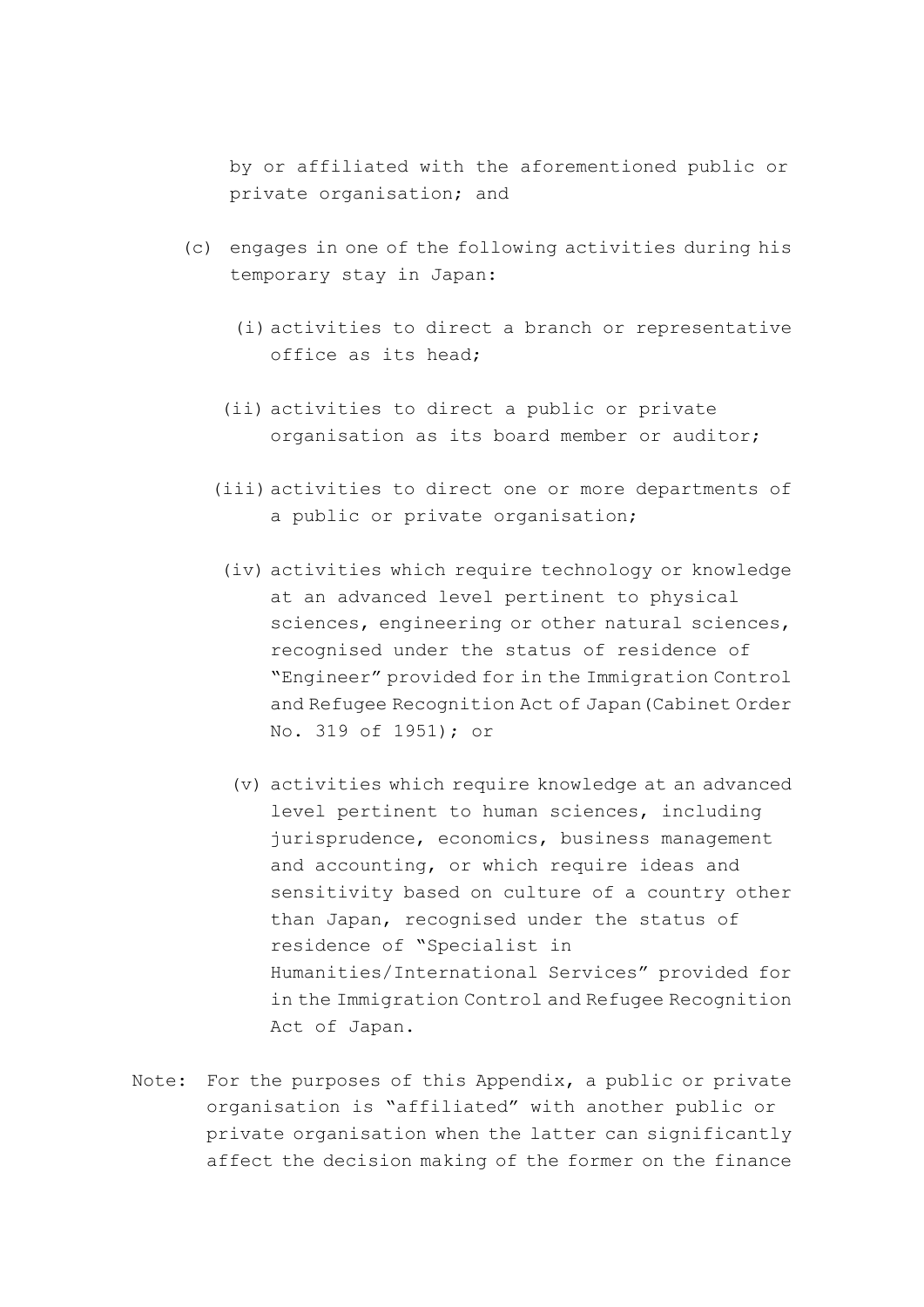by or affiliated with the aforementioned public or private organisation; and

(c) engages in one of the following activities during his temporary stay in Japan:

(i) activities to direct a branch or representative office as its head;

(ii) activities to direct a public or private organisation as its board member or auditor;

(iii) activities to direct one or more departments of a public or private organisation;

(iv) activities which require technology or knowledge at an advanced level pertinent to physical sciences, engineering or other natural sciences, recognised under the status of residence of "Engineer" provided for in the Immigration Control and Refugee Recognition Act of Japan (Cabinet Order No. 319 of 1951); or

(v) activities which require knowledge at an advanced level pertinent to human sciences, including jurisprudence, economics, business management and accounting, or which require ideas and sensitivity based on culture of a country other than Japan, recognised under the status of residence of "Specialist in Humanities/International Services" provided for in the Immigration Control and Refugee Recognition Act of Japan.

Note: For the purposes of this Appendix, a public or private organisation is "affiliated" with another public or private organisation when the latter can significantly affect the decision making of the former on the finance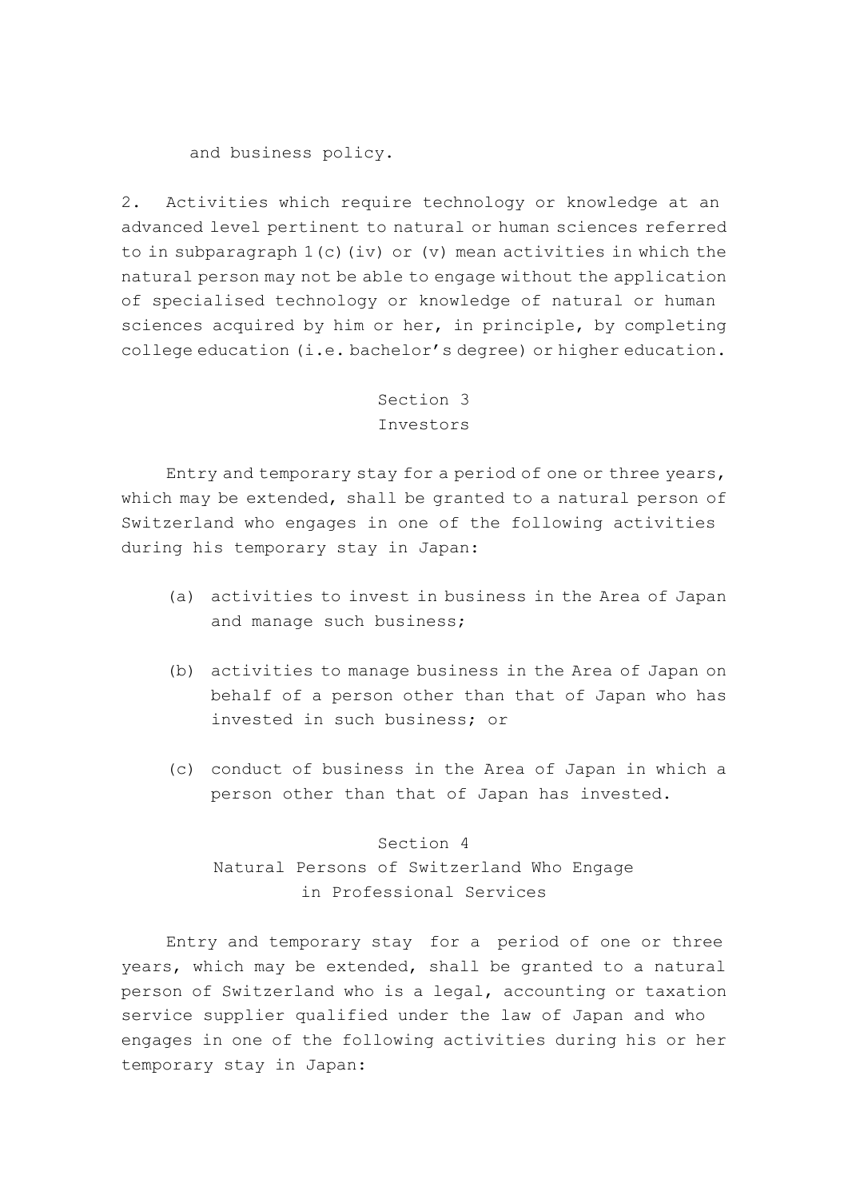and business policy.

2. Activities which require technology or knowledge at an advanced level pertinent to natural or human sciences referred to in subparagraph 1(c)(iv) or (v) mean activities in which the natural person may not be able to engage without the application of specialised technology or knowledge of natural or human sciences acquired by him or her, in principle, by completing college education (i.e. bachelor's degree) or higher education.

## Section 3
## Investors

Entry and temporary stay for a period of one or three years, which may be extended, shall be granted to a natural person of Switzerland who engages in one of the following activities during his temporary stay in Japan:

(a) activities to invest in business in the Area of Japan and manage such business;

(b) activities to manage business in the Area of Japan on behalf of a person other than that of Japan who has invested in such business; or

(c) conduct of business in the Area of Japan in which a person other than that of Japan has invested.

## Section 4
## Natural Persons of Switzerland Who Engage in Professional Services

Entry and temporary stay for a period of one or three years, which may be extended, shall be granted to a natural person of Switzerland who is a legal, accounting or taxation service supplier qualified under the law of Japan and who engages in one of the following activities during his or her temporary stay in Japan: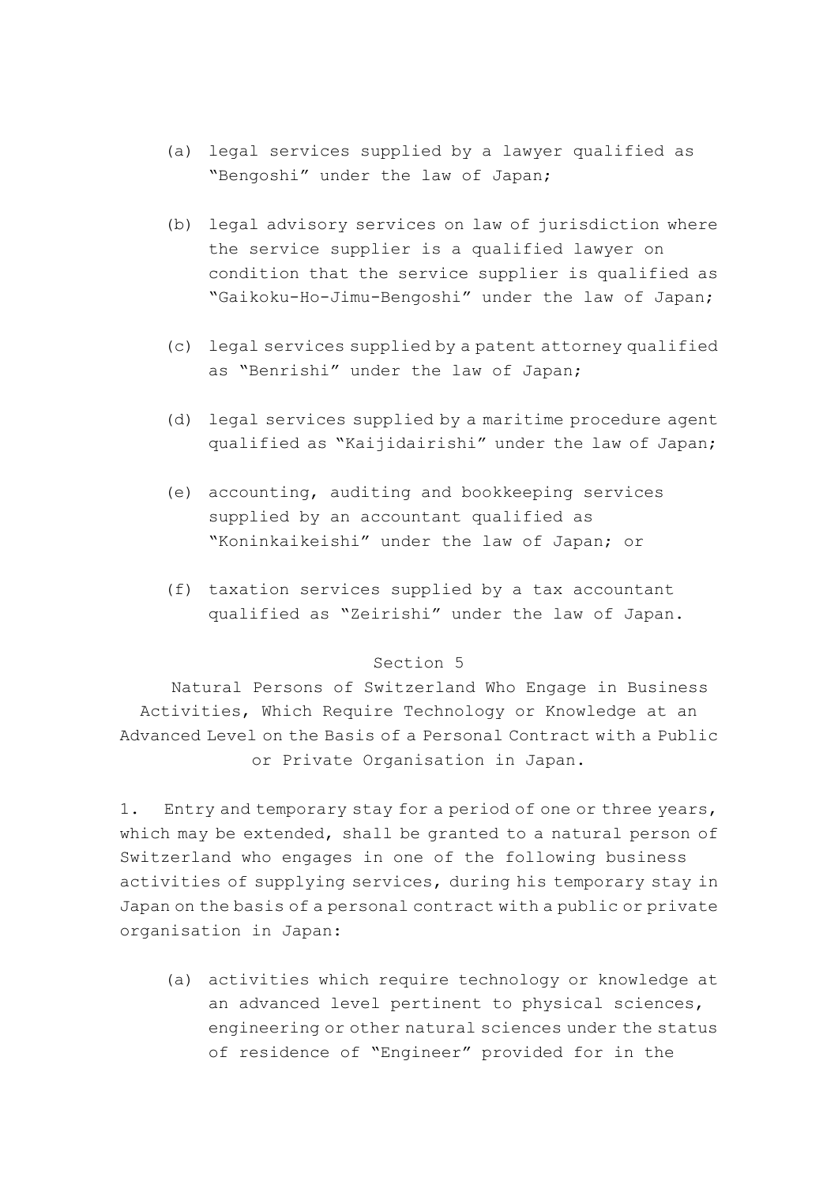(a) legal services supplied by a lawyer qualified as "Bengoshi" under the law of Japan;

(b) legal advisory services on law of jurisdiction where the service supplier is a qualified lawyer on condition that the service supplier is qualified as "Gaikoku-Ho-Jimu-Bengoshi" under the law of Japan;

(c) legal services supplied by a patent attorney qualified as "Benrishi" under the law of Japan;

(d) legal services supplied by a maritime procedure agent qualified as "Kaijidairishi" under the law of Japan;

(e) accounting, auditing and bookkeeping services supplied by an accountant qualified as "Koninkaikeishi" under the law of Japan; or

(f) taxation services supplied by a tax accountant qualified as "Zeirishi" under the law of Japan.

## Section 5

### Natural Persons of Switzerland Who Engage in Business Activities, Which Require Technology or Knowledge at an Advanced Level on the Basis of a Personal Contract with a Public or Private Organisation in Japan.

1. Entry and temporary stay for a period of one or three years, which may be extended, shall be granted to a natural person of Switzerland who engages in one of the following business activities of supplying services, during his temporary stay in Japan on the basis of a personal contract with a public or private organisation in Japan:

(a) activities which require technology or knowledge at an advanced level pertinent to physical sciences, engineering or other natural sciences under the status of residence of "Engineer" provided for in the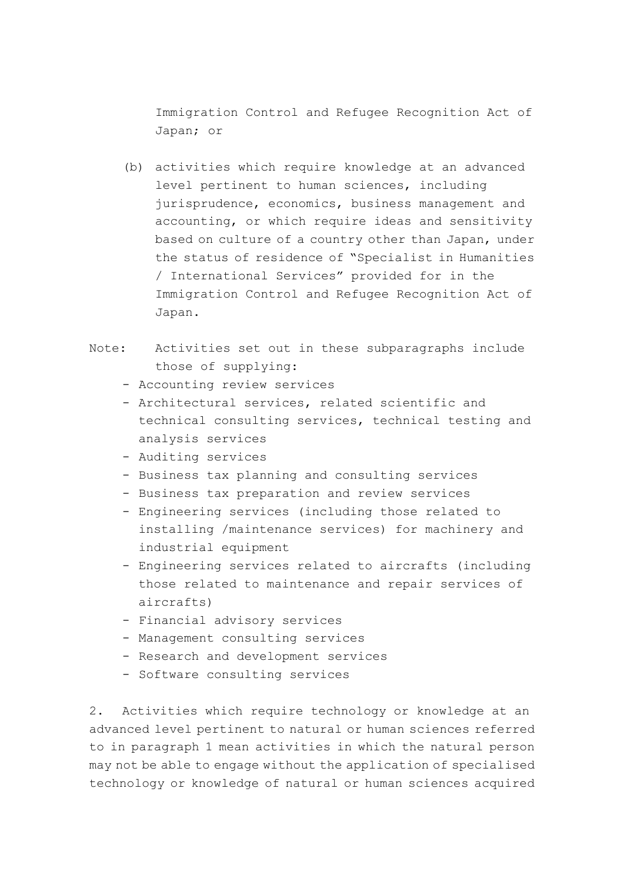Immigration Control and Refugee Recognition Act of Japan; or

(b) activities which require knowledge at an advanced level pertinent to human sciences, including jurisprudence, economics, business management and accounting, or which require ideas and sensitivity based on culture of a country other than Japan, under the status of residence of "Specialist in Humanities / International Services" provided for in the Immigration Control and Refugee Recognition Act of Japan.

Note: Activities set out in these subparagraphs include those of supplying:

- Accounting review services
- Architectural services, related scientific and technical consulting services, technical testing and analysis services
- Auditing services
- Business tax planning and consulting services
- Business tax preparation and review services
- Engineering services (including those related to installing /maintenance services) for machinery and industrial equipment
- Engineering services related to aircrafts (including those related to maintenance and repair services of aircrafts)
- Financial advisory services
- Management consulting services
- Research and development services
- Software consulting services

2. Activities which require technology or knowledge at an advanced level pertinent to natural or human sciences referred to in paragraph 1 mean activities in which the natural person may not be able to engage without the application of specialised technology or knowledge of natural or human sciences acquired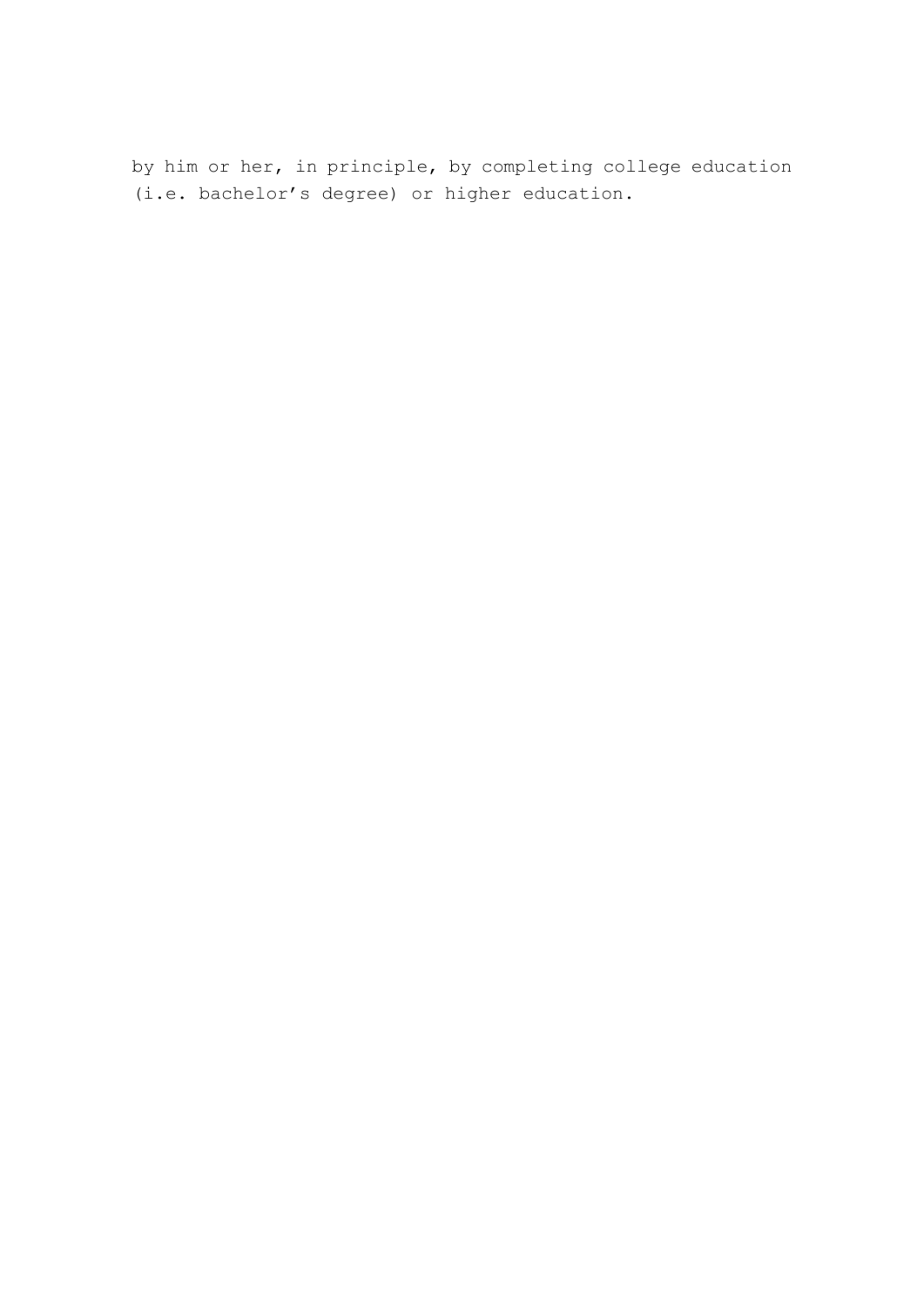by him or her, in principle, by completing college education (i.e. bachelor’s degree) or higher education.